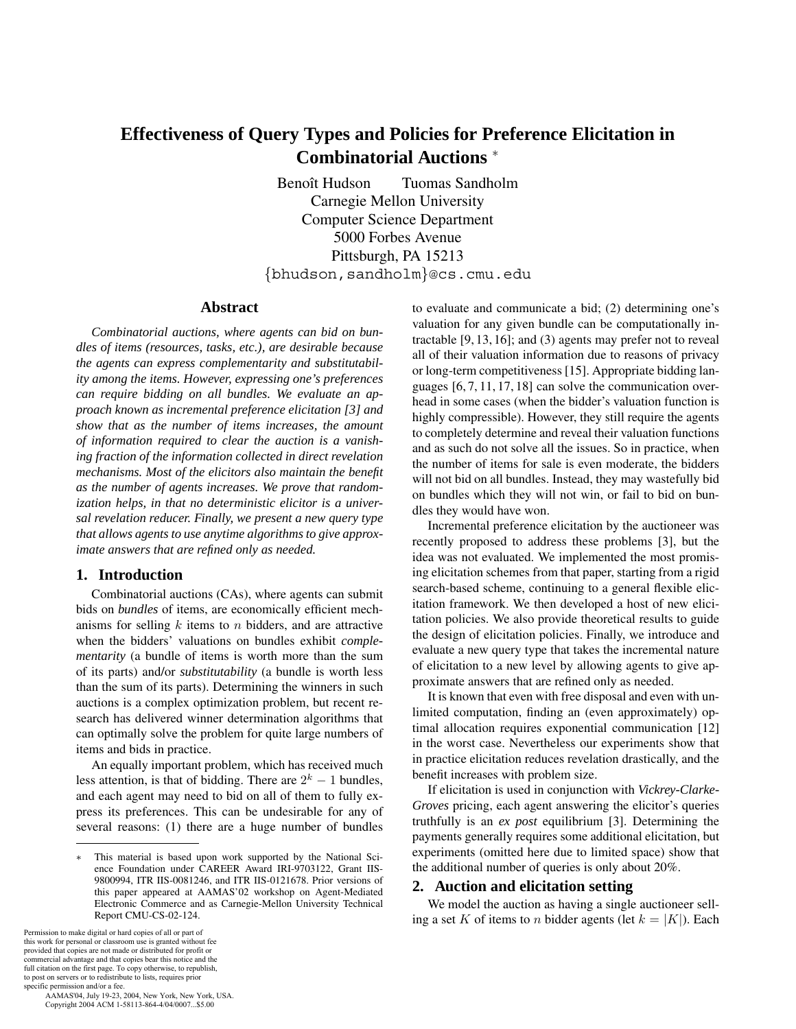# Effectiveness of Query Types and Policies for Preference Elicitation in Combinatorial Auctions [*]

Benoît Hudson   Tuomas Sandholm
Carnegie Mellon University
Computer Science Department
5000 Forbes Avenue
Pittsburgh, PA 15213
{bhudson,sandholm}@cs.cmu.edu

## Abstract

*Combinatorial auctions, where agents can bid on bundles of items (resources, tasks, etc.), are desirable because the agents can express complementarity and substitutability among the items. However, expressing one's preferences can require bidding on all bundles. We evaluate an approach known as incremental preference elicitation [3] and show that as the number of items increases, the amount of information required to clear the auction is a vanishing fraction of the information collected in direct revelation mechanisms. Most of the elicitors also maintain the benefit as the number of agents increases. We prove that randomization helps, in that no deterministic elicitor is a universal revelation reducer. Finally, we present a new query type that allows agents to use anytime algorithms to give approximate answers that are refined only as needed.*

## 1. Introduction

Combinatorial auctions (CAs), where agents can submit bids on *bundles* of items, are economically efficient mechanisms for selling $k$ items to $n$ bidders, and are attractive when the bidders' valuations on bundles exhibit *complementarity* (a bundle of items is worth more than the sum of its parts) and/or *substitutability* (a bundle is worth less than the sum of its parts). Determining the winners in such auctions is a complex optimization problem, but recent research has delivered winner determination algorithms that can optimally solve the problem for quite large numbers of items and bids in practice.

An equally important problem, which has received much less attention, is that of bidding. There are $2^k - 1$ bundles, and each agent may need to bid on all of them to fully express its preferences. This can be undesirable for any of several reasons: (1) there are a huge number of bundles to evaluate and communicate a bid; (2) determining one's valuation for any given bundle can be computationally intractable [9, 13, 16]; and (3) agents may prefer not to reveal all of their valuation information due to reasons of privacy or long-term competitiveness [15]. Appropriate bidding languages [6, 7, 11, 17, 18] can solve the communication overhead in some cases (when the bidder's valuation function is highly compressible). However, they still require the agents to completely determine and reveal their valuation functions and as such do not solve all the issues. So in practice, when the number of items for sale is even moderate, the bidders will not bid on all bundles. Instead, they may wastefully bid on bundles which they will not win, or fail to bid on bundles they would have won.

Incremental preference elicitation by the auctioneer was recently proposed to address these problems [3], but the idea was not evaluated. We implemented the most promising elicitation schemes from that paper, starting from a rigid search-based scheme, continuing to a general flexible elicitation framework. We then developed a host of new elicitation policies. We also provide theoretical results to guide the design of elicitation policies. Finally, we introduce and evaluate a new query type that takes the incremental nature of elicitation to a new level by allowing agents to give approximate answers that are refined only as needed.

It is known that even with free disposal and even with unlimited computation, finding an (even approximately) optimal allocation requires exponential communication [12] in the worst case. Nevertheless our experiments show that in practice elicitation reduces revelation drastically, and the benefit increases with problem size.

If elicitation is used in conjunction with *Vickrey-Clarke-Groves* pricing, each agent answering the elicitor's queries truthfully is an *ex post* equilibrium [3]. Determining the payments generally requires some additional elicitation, but experiments (omitted here due to limited space) show that the additional number of queries is only about 20%.

## 2. Auction and elicitation setting

We model the auction as having a single auctioneer selling a set $K$ of items to $n$ bidder agents (let $k = |K|$). Each

---

[*] This material is based upon work supported by the National Science Foundation under CAREER Award IRI-9703122, Grant IIS-9800994, ITR IIS-0081246, and ITR IIS-0121678. Prior versions of this paper appeared at AAMAS'02 workshop on Agent-Mediated Electronic Commerce and as Carnegie-Mellon University Technical Report CMU-CS-02-124.

Permission to make digital or hard copies of all or part of this work for personal or classroom use is granted without fee provided that copies are not made or distributed for profit or commercial advantage and that copies bear this notice and the full citation on the first page. To copy otherwise, to republish, to post on servers or to redistribute to lists, requires prior specific permission and/or a fee.
AAMAS'04, July 19-23, 2004, New York, New York, USA.
Copyright 2004 ACM 1-58113-864-4/04/0007...$5.00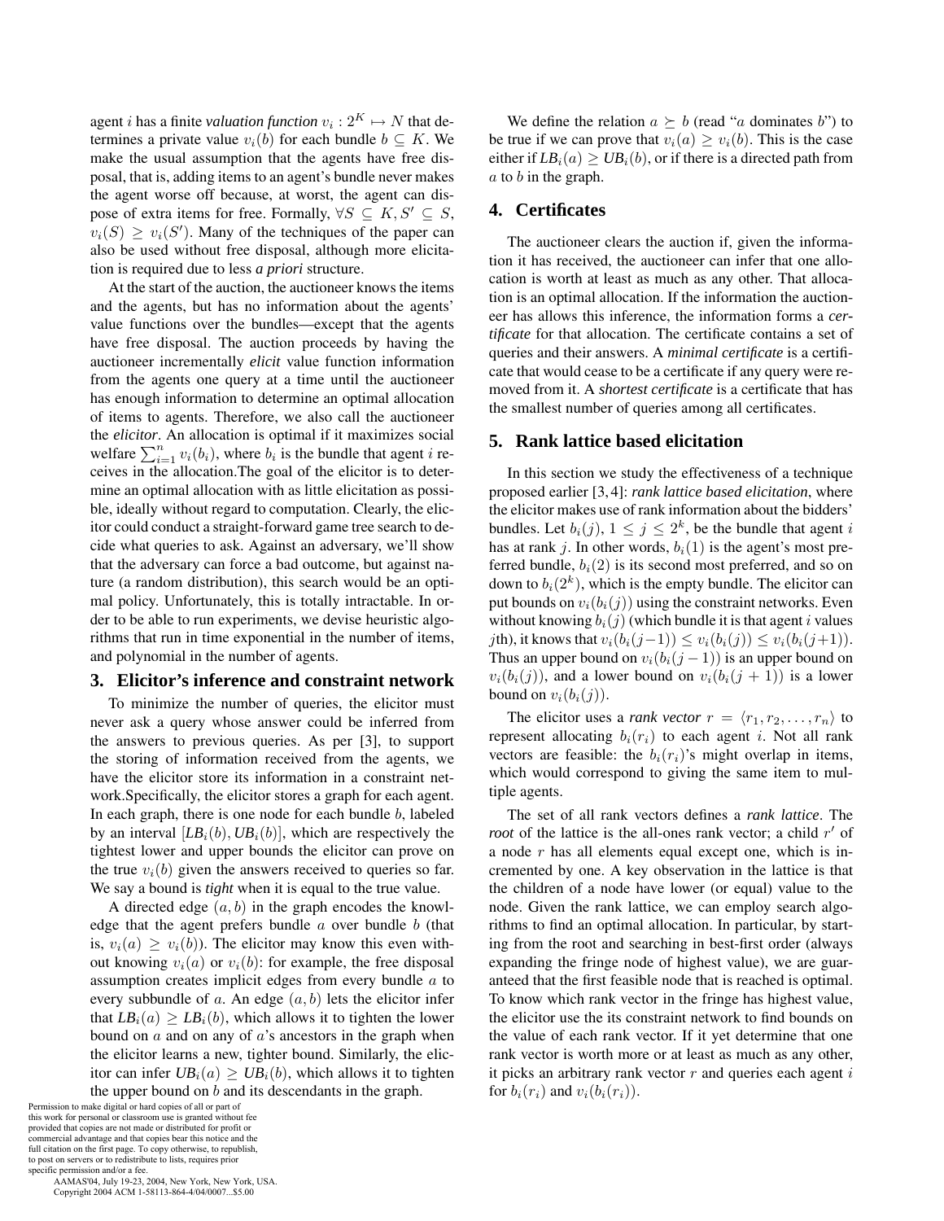agent $i$ has a finite *valuation function* $v_i : 2^K \mapsto N$ that determines a private value $v_i(b)$ for each bundle $b \subseteq K$. We make the usual assumption that the agents have free disposal, that is, adding items to an agent's bundle never makes the agent worse off because, at worst, the agent can dispose of extra items for free. Formally, $\forall S \subseteq K, S' \subseteq S$, $v_i(S) \geq v_i(S')$. Many of the techniques of the paper can also be used without free disposal, although more elicitation is required due to less *a priori* structure.

At the start of the auction, the auctioneer knows the items and the agents, but has no information about the agents' value functions over the bundles—except that the agents have free disposal. The auction proceeds by having the auctioneer incrementally *elicit* value function information from the agents one query at a time until the auctioneer has enough information to determine an optimal allocation of items to agents. Therefore, we also call the auctioneer the *elicitor*. An allocation is optimal if it maximizes social welfare $\sum_{i=1}^{n} v_i(b_i)$, where $b_i$ is the bundle that agent $i$ receives in the allocation.The goal of the elicitor is to determine an optimal allocation with as little elicitation as possible, ideally without regard to computation. Clearly, the elicitor could conduct a straight-forward game tree search to decide what queries to ask. Against an adversary, we'll show that the adversary can force a bad outcome, but against nature (a random distribution), this search would be an optimal policy. Unfortunately, this is totally intractable. In order to be able to run experiments, we devise heuristic algorithms that run in time exponential in the number of items, and polynomial in the number of agents.

## 3. Elicitor's inference and constraint network

To minimize the number of queries, the elicitor must never ask a query whose answer could be inferred from the answers to previous queries. As per [3], to support the storing of information received from the agents, we have the elicitor store its information in a constraint network.Specifically, the elicitor stores a graph for each agent. In each graph, there is one node for each bundle $b$, labeled by an interval $[LB_i(b), UB_i(b)]$, which are respectively the tightest lower and upper bounds the elicitor can prove on the true $v_i(b)$ given the answers received to queries so far. We say a bound is *tight* when it is equal to the true value.

A directed edge $(a, b)$ in the graph encodes the knowledge that the agent prefers bundle $a$ over bundle $b$ (that is, $v_i(a) \geq v_i(b)$). The elicitor may know this even without knowing $v_i(a)$ or $v_i(b)$: for example, the free disposal assumption creates implicit edges from every bundle $a$ to every subbundle of $a$. An edge $(a, b)$ lets the elicitor infer that $LB_i(a) \geq LB_i(b)$, which allows it to tighten the lower bound on $a$ and on any of $a$'s ancestors in the graph when the elicitor learns a new, tighter bound. Similarly, the elicitor can infer $UB_i(a) \geq UB_i(b)$, which allows it to tighten the upper bound on $b$ and its descendants in the graph.

We define the relation $a \succeq b$ (read "$a$ dominates $b$") to be true if we can prove that $v_i(a) \geq v_i(b)$. This is the case either if $LB_i(a) \geq UB_i(b)$, or if there is a directed path from $a$ to $b$ in the graph.

## 4. Certificates

The auctioneer clears the auction if, given the information it has received, the auctioneer can infer that one allocation is worth at least as much as any other. That allocation is an optimal allocation. If the information the auctioneer has allows this inference, the information forms a *certificate* for that allocation. The certificate contains a set of queries and their answers. A *minimal certificate* is a certificate that would cease to be a certificate if any query were removed from it. A *shortest certificate* is a certificate that has the smallest number of queries among all certificates.

## 5. Rank lattice based elicitation

In this section we study the effectiveness of a technique proposed earlier [3, 4]: *rank lattice based elicitation*, where the elicitor makes use of rank information about the bidders' bundles. Let $b_i(j)$, $1 \leq j \leq 2^k$, be the bundle that agent $i$ has at rank $j$. In other words, $b_i(1)$ is the agent's most preferred bundle, $b_i(2)$ is its second most preferred, and so on down to $b_i(2^k)$, which is the empty bundle. The elicitor can put bounds on $v_i(b_i(j))$ using the constraint networks. Even without knowing $b_i(j)$ (which bundle it is that agent $i$ values $j$th), it knows that $v_i(b_i(j-1)) \leq v_i(b_i(j)) \leq v_i(b_i(j+1))$. Thus an upper bound on $v_i(b_i(j-1))$ is an upper bound on $v_i(b_i(j))$, and a lower bound on $v_i(b_i(j+1))$ is a lower bound on $v_i(b_i(j))$.

The elicitor uses a *rank vector* $r = \langle r_1, r_2, \ldots, r_n \rangle$ to represent allocating $b_i(r_i)$ to each agent $i$. Not all rank vectors are feasible: the $b_i(r_i)$'s might overlap in items, which would correspond to giving the same item to multiple agents.

The set of all rank vectors defines a *rank lattice*. The *root* of the lattice is the all-ones rank vector; a child $r'$ of a node $r$ has all elements equal except one, which is incremented by one. A key observation in the lattice is that the children of a node have lower (or equal) value to the node. Given the rank lattice, we can employ search algorithms to find an optimal allocation. In particular, by starting from the root and searching in best-first order (always expanding the fringe node of highest value), we are guaranteed that the first feasible node that is reached is optimal. To know which rank vector in the fringe has highest value, the elicitor use the its constraint network to find bounds on the value of each rank vector. If it yet determine that one rank vector is worth more or at least as much as any other, it picks an arbitrary rank vector $r$ and queries each agent $i$ for $b_i(r_i)$ and $v_i(b_i(r_i))$.

Permission to make digital or hard copies of all or part of this work for personal or classroom use is granted without fee provided that copies are not made or distributed for profit or commercial advantage and that copies bear this notice and the full citation on the first page. To copy otherwise, to republish, to post on servers or to redistribute to lists, requires prior specific permission and/or a fee.
AAMAS'04, July 19-23, 2004, New York, New York, USA.
Copyright 2004 ACM 1-58113-864-4/04/0007...$5.00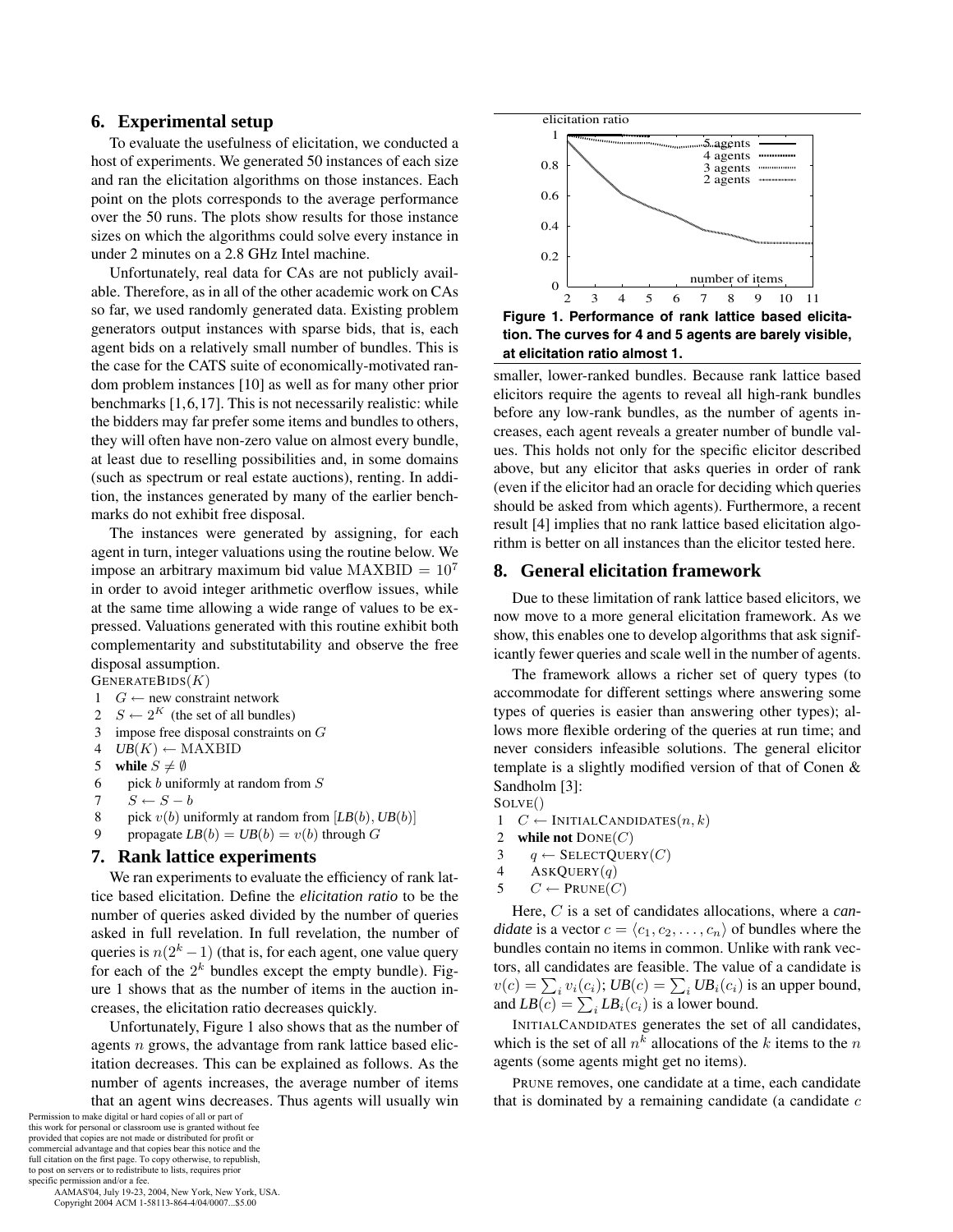## 6. Experimental setup

To evaluate the usefulness of elicitation, we conducted a host of experiments. We generated 50 instances of each size and ran the elicitation algorithms on those instances. Each point on the plots corresponds to the average performance over the 50 runs. The plots show results for those instance sizes on which the algorithms could solve every instance in under 2 minutes on a 2.8 GHz Intel machine.

Unfortunately, real data for CAs are not publicly available. Therefore, as in all of the other academic work on CAs so far, we used randomly generated data. Existing problem generators output instances with sparse bids, that is, each agent bids on a relatively small number of bundles. This is the case for the CATS suite of economically-motivated random problem instances [10] as well as for many other prior benchmarks [1,6,17]. This is not necessarily realistic: while the bidders may far prefer some items and bundles to others, they will often have non-zero value on almost every bundle, at least due to reselling possibilities and, in some domains (such as spectrum or real estate auctions), renting. In addition, the instances generated by many of the earlier benchmarks do not exhibit free disposal.

The instances were generated by assigning, for each agent in turn, integer valuations using the routine below. We impose an arbitrary maximum bid value $\text{MAXBID} = 10^7$ in order to avoid integer arithmetic overflow issues, while at the same time allowing a wide range of values to be expressed. Valuations generated with this routine exhibit both complementarity and substitutability and observe the free disposal assumption.

GENERATEBIDS($K$)
1 $G \leftarrow$ new constraint network
2 $S \leftarrow 2^K$ (the set of all bundles)
3 impose free disposal constraints on $G$
4 $UB(K) \leftarrow \text{MAXBID}$
5 **while** $S \neq \emptyset$
6 pick $b$ uniformly at random from $S$
7 $S \leftarrow S - b$
8 pick $v(b)$ uniformly at random from $[LB(b), UB(b)]$
9 propagate $LB(b) = UB(b) = v(b)$ through $G$

## 7. Rank lattice experiments

We ran experiments to evaluate the efficiency of rank lattice based elicitation. Define the *elicitation ratio* to be the number of queries asked divided by the number of queries asked in full revelation. In full revelation, the number of queries is $n(2^k - 1)$ (that is, for each agent, one value query for each of the $2^k$ bundles except the empty bundle). Figure 1 shows that as the number of items in the auction increases, the elicitation ratio decreases quickly.

Unfortunately, Figure 1 also shows that as the number of agents $n$ grows, the advantage from rank lattice based elicitation decreases. This can be explained as follows. As the number of agents increases, the average number of items that an agent wins decreases. Thus agents will usually win smaller, lower-ranked bundles. Because rank lattice based elicitors require the agents to reveal all high-rank bundles before any low-rank bundles, as the number of agents increases, each agent reveals a greater number of bundle values. This holds not only for the specific elicitor described above, but any elicitor that asks queries in order of rank (even if the elicitor had an oracle for deciding which queries should be asked from which agents). Furthermore, a recent result [4] implies that no rank lattice based elicitation algorithm is better on all instances than the elicitor tested here.

**Figure 1. Performance of rank lattice based elicitation. The curves for 4 and 5 agents are barely visible, at elicitation ratio almost 1.**

## 8. General elicitation framework

Due to these limitation of rank lattice based elicitors, we now move to a more general elicitation framework. As we show, this enables one to develop algorithms that ask significantly fewer queries and scale well in the number of agents.

The framework allows a richer set of query types (to accommodate for different settings where answering some types of queries is easier than answering other types); allows more flexible ordering of the queries at run time; and never considers infeasible solutions. The general elicitor template is a slightly modified version of that of Conen & Sandholm [3]:

SOLVE()
1 $C \leftarrow$ INITIALCANDIDATES($n, k$)
2 **while not** DONE($C$)
3 $q \leftarrow$ SELECTQUERY($C$)
4 ASKQUERY($q$)
5 $C \leftarrow$ PRUNE($C$)

Here, $C$ is a set of candidates allocations, where a *candidate* is a vector $c = \langle c_1, c_2, \ldots, c_n \rangle$ of bundles where the bundles contain no items in common. Unlike with rank vectors, all candidates are feasible. The value of a candidate is $v(c) = \sum_i v_i(c_i)$; $UB(c) = \sum_i UB_i(c_i)$ is an upper bound, and $LB(c) = \sum_i LB_i(c_i)$ is a lower bound.

INITIALCANDIDATES generates the set of all candidates, which is the set of all $n^k$ allocations of the $k$ items to the $n$ agents (some agents might get no items).

PRUNE removes, one candidate at a time, each candidate that is dominated by a remaining candidate (a candidate $c$

Permission to make digital or hard copies of all or part of this work for personal or classroom use is granted without fee provided that copies are not made or distributed for profit or commercial advantage and that copies bear this notice and the full citation on the first page. To copy otherwise, to republish, to post on servers or to redistribute to lists, requires prior specific permission and/or a fee.
AAMAS'04, July 19-23, 2004, New York, New York, USA.
Copyright 2004 ACM 1-58113-864-4/04/0007...$5.00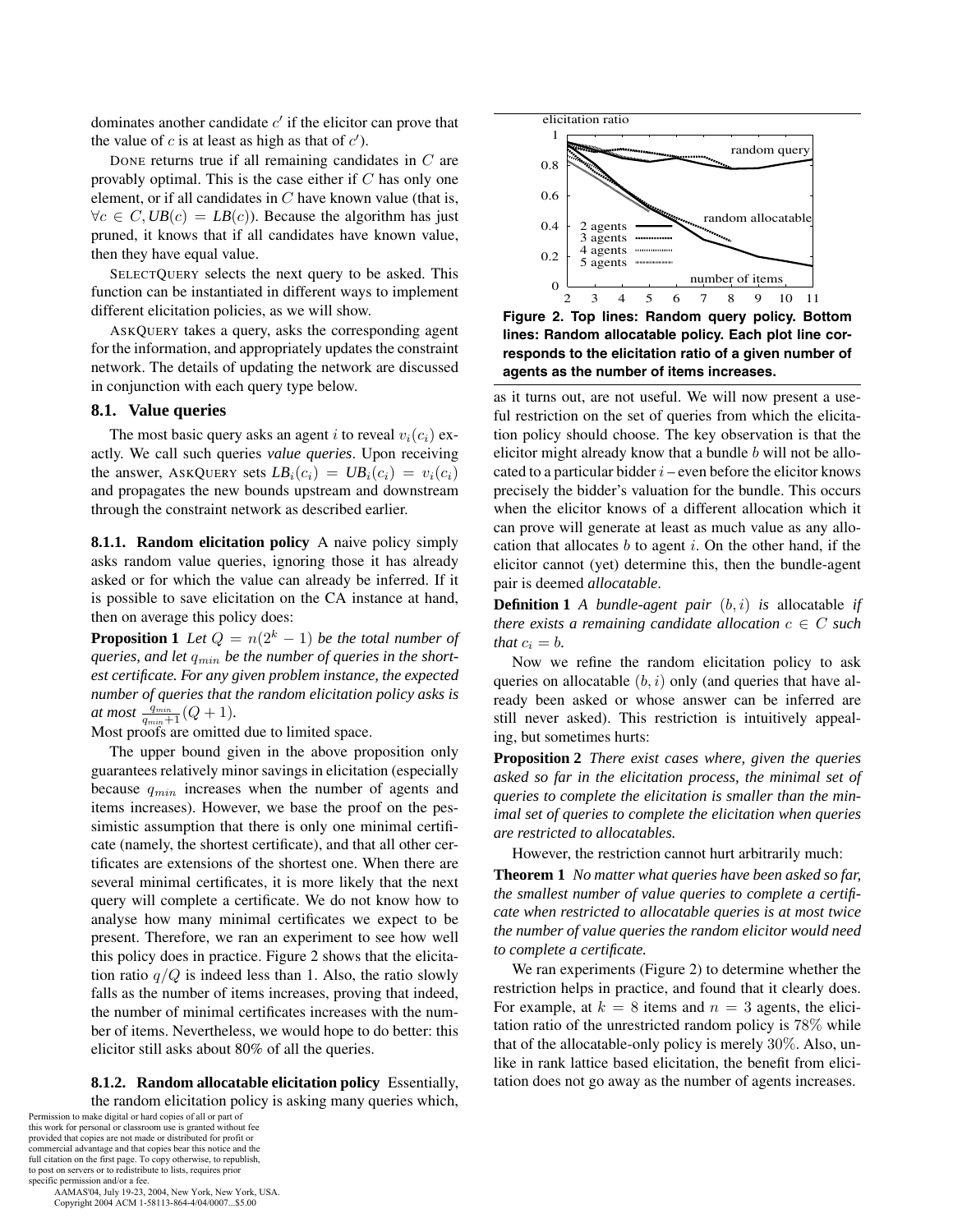dominates another candidate $c'$ if the elicitor can prove that the value of $c$ is at least as high as that of $c'$).

DONE returns true if all remaining candidates in $C$ are provably optimal. This is the case either if $C$ has only one element, or if all candidates in $C$ have known value (that is, $\forall c \in C, UB(c) = LB(c)$). Because the algorithm has just pruned, it knows that if all candidates have known value, then they have equal value.

SELECTQUERY selects the next query to be asked. This function can be instantiated in different ways to implement different elicitation policies, as we will show.

ASKQUERY takes a query, asks the corresponding agent for the information, and appropriately updates the constraint network. The details of updating the network are discussed in conjunction with each query type below.

### 8.1. Value queries

The most basic query asks an agent $i$ to reveal $v_i(c_i)$ exactly. We call such queries *value queries*. Upon receiving the answer, ASKQUERY sets $LB_i(c_i) = UB_i(c_i) = v_i(c_i)$ and propagates the new bounds upstream and downstream through the constraint network as described earlier.

**8.1.1. Random elicitation policy** A naive policy simply asks random value queries, ignoring those it has already asked or for which the value can already be inferred. If it is possible to save elicitation on the CA instance at hand, then on average this policy does:

**Proposition 1** *Let $Q = n(2^k - 1)$ be the total number of queries, and let $q_{min}$ be the number of queries in the shortest certificate. For any given problem instance, the expected number of queries that the random elicitation policy asks is at most $\frac{q_{min}}{q_{min}+1}(Q + 1)$.*

Most proofs are omitted due to limited space.

The upper bound given in the above proposition only guarantees relatively minor savings in elicitation (especially because $q_{min}$ increases when the number of agents and items increases). However, we base the proof on the pessimistic assumption that there is only one minimal certificate (namely, the shortest certificate), and that all other certificates are extensions of the shortest one. When there are several minimal certificates, it is more likely that the next query will complete a certificate. We do not know how to analyse how many minimal certificates we expect to be present. Therefore, we ran an experiment to see how well this policy does in practice. Figure 2 shows that the elicitation ratio $q/Q$ is indeed less than 1. Also, the ratio slowly falls as the number of items increases, proving that indeed, the number of minimal certificates increases with the number of items. Nevertheless, we would hope to do better: this elicitor still asks about 80% of all the queries.

**8.1.2. Random allocatable elicitation policy** Essentially, the random elicitation policy is asking many queries which,

**Figure 2. Top lines: Random query policy. Bottom lines: Random allocatable policy. Each plot line corresponds to the elicitation ratio of a given number of agents as the number of items increases.**

as it turns out, are not useful. We will now present a useful restriction on the set of queries from which the elicitation policy should choose. The key observation is that the elicitor might already know that a bundle $b$ will not be allocated to a particular bidder $i$ – even before the elicitor knows precisely the bidder's valuation for the bundle. This occurs when the elicitor knows of a different allocation which it can prove will generate at least as much value as any allocation that allocates $b$ to agent $i$. On the other hand, if the elicitor cannot (yet) determine this, then the bundle-agent pair is deemed *allocatable*.

**Definition 1** *A bundle-agent pair $(b, i)$ is* allocatable *if there exists a remaining candidate allocation $c \in C$ such that $c_i = b$.*

Now we refine the random elicitation policy to ask queries on allocatable $(b, i)$ only (and queries that have already been asked or whose answer can be inferred are still never asked). This restriction is intuitively appealing, but sometimes hurts:

**Proposition 2** *There exist cases where, given the queries asked so far in the elicitation process, the minimal set of queries to complete the elicitation is smaller than the minimal set of queries to complete the elicitation when queries are restricted to allocatables.*

However, the restriction cannot hurt arbitrarily much:

**Theorem 1** *No matter what queries have been asked so far, the smallest number of value queries to complete a certificate when restricted to allocatable queries is at most twice the number of value queries the random elicitor would need to complete a certificate.*

We ran experiments (Figure 2) to determine whether the restriction helps in practice, and found that it clearly does. For example, at $k = 8$ items and $n = 3$ agents, the elicitation ratio of the unrestricted random policy is 78% while that of the allocatable-only policy is merely 30%. Also, unlike in rank lattice based elicitation, the benefit from elicitation does not go away as the number of agents increases.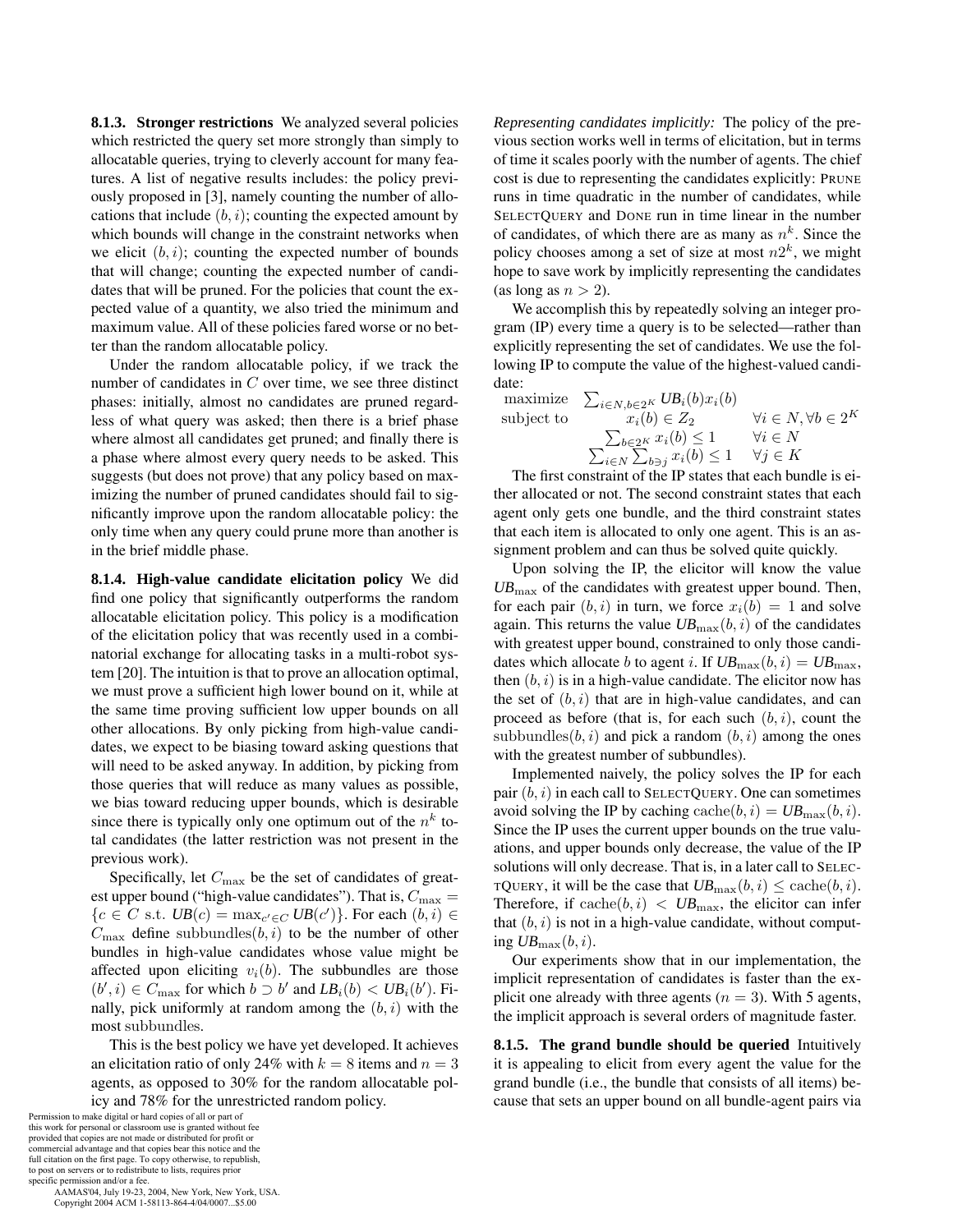**8.1.3. Stronger restrictions** We analyzed several policies which restricted the query set more strongly than simply to allocatable queries, trying to cleverly account for many features. A list of negative results includes: the policy previously proposed in [3], namely counting the number of allocations that include $(b, i)$; counting the expected amount by which bounds will change in the constraint networks when we elicit $(b, i)$; counting the expected number of bounds that will change; counting the expected number of candidates that will be pruned. For the policies that count the expected value of a quantity, we also tried the minimum and maximum value. All of these policies fared worse or no better than the random allocatable policy.

Under the random allocatable policy, if we track the number of candidates in $C$ over time, we see three distinct phases: initially, almost no candidates are pruned regardless of what query was asked; then there is a brief phase where almost all candidates get pruned; and finally there is a phase where almost every query needs to be asked. This suggests (but does not prove) that any policy based on maximizing the number of pruned candidates should fail to significantly improve upon the random allocatable policy: the only time when any query could prune more than another is in the brief middle phase.

**8.1.4. High-value candidate elicitation policy** We did find one policy that significantly outperforms the random allocatable elicitation policy. This policy is a modification of the elicitation policy that was recently used in a combinatorial exchange for allocating tasks in a multi-robot system [20]. The intuition is that to prove an allocation optimal, we must prove a sufficient high lower bound on it, while at the same time proving sufficient low upper bounds on all other allocations. By only picking from high-value candidates, we expect to be biasing toward asking questions that will need to be asked anyway. In addition, by picking from those queries that will reduce as many values as possible, we bias toward reducing upper bounds, which is desirable since there is typically only one optimum out of the $n^k$ total candidates (the latter restriction was not present in the previous work).

Specifically, let $C_{\max}$ be the set of candidates of greatest upper bound ("high-value candidates"). That is, $C_{\max} = \{c \in C \text{ s.t. } UB(c) = \max_{c' \in C} UB(c')\}$. For each $(b, i) \in C_{\max}$ define $\text{subbundles}(b, i)$ to be the number of other bundles in high-value candidates whose value might be affected upon eliciting $v_i(b)$. The subbundles are those $(b', i) \in C_{\max}$ for which $b \supset b'$ and $LB_i(b) < UB_i(b')$. Finally, pick uniformly at random among the $(b, i)$ with the most $\text{subbundles}$.

This is the best policy we have yet developed. It achieves an elicitation ratio of only 24% with $k = 8$ items and $n = 3$ agents, as opposed to 30% for the random allocatable policy and 78% for the unrestricted random policy.

*Representing candidates implicitly:* The policy of the previous section works well in terms of elicitation, but in terms of time it scales poorly with the number of agents. The chief cost is due to representing the candidates explicitly: PRUNE runs in time quadratic in the number of candidates, while SELECTQUERY and DONE run in time linear in the number of candidates, of which there are as many as $n^k$. Since the policy chooses among a set of size at most $n2^k$, we might hope to save work by implicitly representing the candidates (as long as $n > 2$).

We accomplish this by repeatedly solving an integer program (IP) every time a query is to be selected—rather than explicitly representing the set of candidates. We use the following IP to compute the value of the highest-valued candidate:

$$
\begin{array}{lll}
\text{maximize} & \sum_{i \in N, b \in 2^K} UB_i(b) x_i(b) & \\
\text{subject to} & x_i(b) \in Z_2 & \forall i \in N, \forall b \in 2^K \\
& \sum_{b \in 2^K} x_i(b) \leq 1 & \forall i \in N \\
& \sum_{i \in N} \sum_{b \ni j} x_i(b) \leq 1 & \forall j \in K
\end{array}
$$

The first constraint of the IP states that each bundle is either allocated or not. The second constraint states that each agent only gets one bundle, and the third constraint states that each item is allocated to only one agent. This is an assignment problem and can thus be solved quite quickly.

Upon solving the IP, the elicitor will know the value $UB_{\max}$ of the candidates with greatest upper bound. Then, for each pair $(b, i)$ in turn, we force $x_i(b) = 1$ and solve again. This returns the value $UB_{\max}(b, i)$ of the candidates with greatest upper bound, constrained to only those candidates which allocate $b$ to agent $i$. If $UB_{\max}(b, i) = UB_{\max}$, then $(b, i)$ is in a high-value candidate. The elicitor now has the set of $(b, i)$ that are in high-value candidates, and can proceed as before (that is, for each such $(b, i)$, count the $\text{subbundles}(b, i)$ and pick a random $(b, i)$ among the ones with the greatest number of subbundles).

Implemented naively, the policy solves the IP for each pair $(b, i)$ in each call to SELECTQUERY. One can sometimes avoid solving the IP by caching $\text{cache}(b, i) = UB_{\max}(b, i)$. Since the IP uses the current upper bounds on the true valuations, and upper bounds only decrease, the value of the IP solutions will only decrease. That is, in a later call to SELECTQUERY, it will be the case that $UB_{\max}(b, i) \leq \text{cache}(b, i)$. Therefore, if $\text{cache}(b, i) < UB_{\max}$, the elicitor can infer that $(b, i)$ is not in a high-value candidate, without computing $UB_{\max}(b, i)$.

Our experiments show that in our implementation, the implicit representation of candidates is faster than the explicit one already with three agents ($n = 3$). With 5 agents, the implicit approach is several orders of magnitude faster.

**8.1.5. The grand bundle should be queried** Intuitively it is appealing to elicit from every agent the value for the grand bundle (i.e., the bundle that consists of all items) because that sets an upper bound on all bundle-agent pairs via

Permission to make digital or hard copies of all or part of this work for personal or classroom use is granted without fee provided that copies are not made or distributed for profit or commercial advantage and that copies bear this notice and the full citation on the first page. To copy otherwise, to republish, to post on servers or to redistribute to lists, requires prior specific permission and/or a fee.
AAMAS'04, July 19-23, 2004, New York, New York, USA.
Copyright 2004 ACM 1-58113-864-4/04/0007...$5.00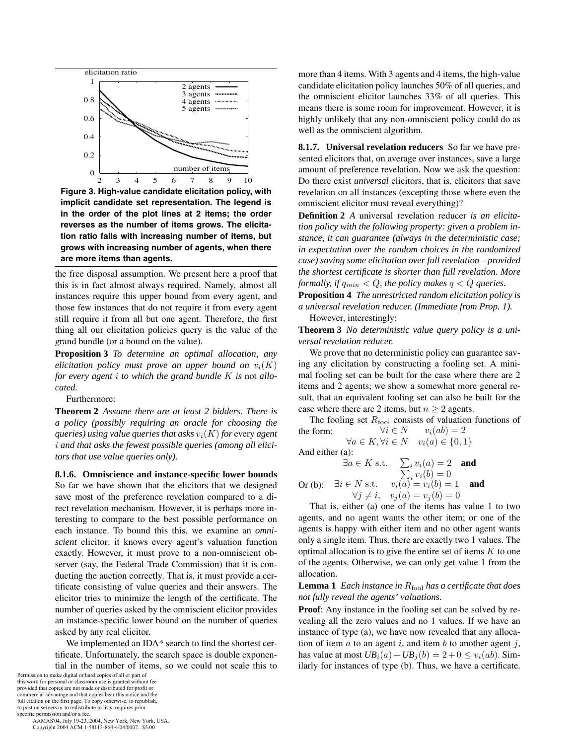Figure 3. High-value candidate elicitation policy, with implicit candidate set representation. The legend is in the order of the plot lines at 2 items; the order reverses as the number of items grows. The elicitation ratio falls with increasing number of items, but grows with increasing number of agents, when there are more items than agents.

the free disposal assumption. We present here a proof that this is in fact almost always required. Namely, almost all instances require this upper bound from every agent, and those few instances that do not require it from every agent still require it from all but one agent. Therefore, the first thing all our elicitation policies query is the value of the grand bundle (or a bound on the value).

**Proposition 3** *To determine an optimal allocation, any elicitation policy must prove an upper bound on $v_i(K)$ for every agent $i$ to which the grand bundle $K$ is* not *allocated.*

Furthermore:

**Theorem 2** *Assume there are at least 2 bidders. There is a policy (possibly requiring an oracle for choosing the queries) using value queries that asks $v_i(K)$ for* every *agent $i$ and that asks the fewest possible queries (among all elicitors that use value queries only).*

### 8.1.6. Omniscience and instance-specific lower bounds

So far we have shown that the elicitors that we designed save most of the preference revelation compared to a direct revelation mechanism. However, it is perhaps more interesting to compare to the best possible performance on each instance. To bound this this, we examine an *omniscient* elicitor: it knows every agent's valuation function exactly. However, it must prove to a non-omniscient observer (say, the Federal Trade Commission) that it is conducting the auction correctly. That is, it must provide a certificate consisting of value queries and their answers. The elicitor tries to minimize the length of the certificate. The number of queries asked by the omniscient elicitor provides an instance-specific lower bound on the number of queries asked by any real elicitor.

We implemented an IDA* search to find the shortest certificate. Unfortunately, the search space is double exponential in the number of items, so we could not scale this to more than 4 items. With 3 agents and 4 items, the high-value candidate elicitation policy launches 50% of all queries, and the omniscient elicitor launches 33% of all queries. This means there is some room for improvement. However, it is highly unlikely that any non-omniscient policy could do as well as the omniscient algorithm.

### 8.1.7. Universal revelation reducers

So far we have presented elicitors that, on average over instances, save a large amount of preference revelation. Now we ask the question: Do there exist *universal* elicitors, that is, elicitors that save revelation on all instances (excepting those where even the omniscient elicitor must reveal everything)?

**Definition 2** *A* universal revelation reducer *is an elicitation policy with the following property: given a problem instance, it can guarantee (always in the deterministic case; in expectation over the random choices in the randomized case) saving some elicitation over full revelation—provided the shortest certificate is shorter than full revelation. More formally, if $q_{min} < Q$, the policy makes $q < Q$ queries.*

**Proposition 4** *The unrestricted random elicitation policy is a universal revelation reducer. (Immediate from Prop. 1).*

However, interestingly:

**Theorem 3** *No deterministic value query policy is a universal revelation reducer.*

We prove that no deterministic policy can guarantee saving any elicitation by constructing a fooling set. A minimal fooling set can be built for the case where there are 2 items and 2 agents; we show a somewhat more general result, that an equivalent fooling set can also be built for the case where there are 2 items, but $n \geq 2$ agents.

The fooling set $R_{\text{fool}}$ consists of valuation functions of the form:

$$\forall i \in N \quad v_i(ab) = 2$$

$$\forall a \in K, \forall i \in N \quad v_i(a) \in \{0, 1\}$$

And either (a):

$$\exists a \in K \text{ s.t. } \quad \sum_i v_i(a) = 2 \quad \textbf{and} \quad \sum_i v_i(b) = 0$$

Or (b):

$$\exists i \in N \text{ s.t. } \quad v_i(a) = v_i(b) = 1 \quad \textbf{and} \quad \forall j \neq i, \quad v_j(a) = v_j(b) = 0$$

That is, either (a) one of the items has value 1 to two agents, and no agent wants the other item; or one of the agents is happy with either item and no other agent wants only a single item. Thus, there are exactly two 1 values. The optimal allocation is to give the entire set of items $K$ to one of the agents. Otherwise, we can only get value 1 from the allocation.

**Lemma 1** *Each instance in $R_{\text{fool}}$ has a certificate that does not fully reveal the agents' valuations.*

**Proof**: Any instance in the fooling set can be solved by revealing all the zero values and no 1 values. If we have an instance of type (a), we have now revealed that any allocation of item $a$ to an agent $i$, and item $b$ to another agent $j$, has value at most $UB_i(a) + UB_j(b) = 2 + 0 \leq v_i(ab)$. Similarly for instances of type (b). Thus, we have a certificate.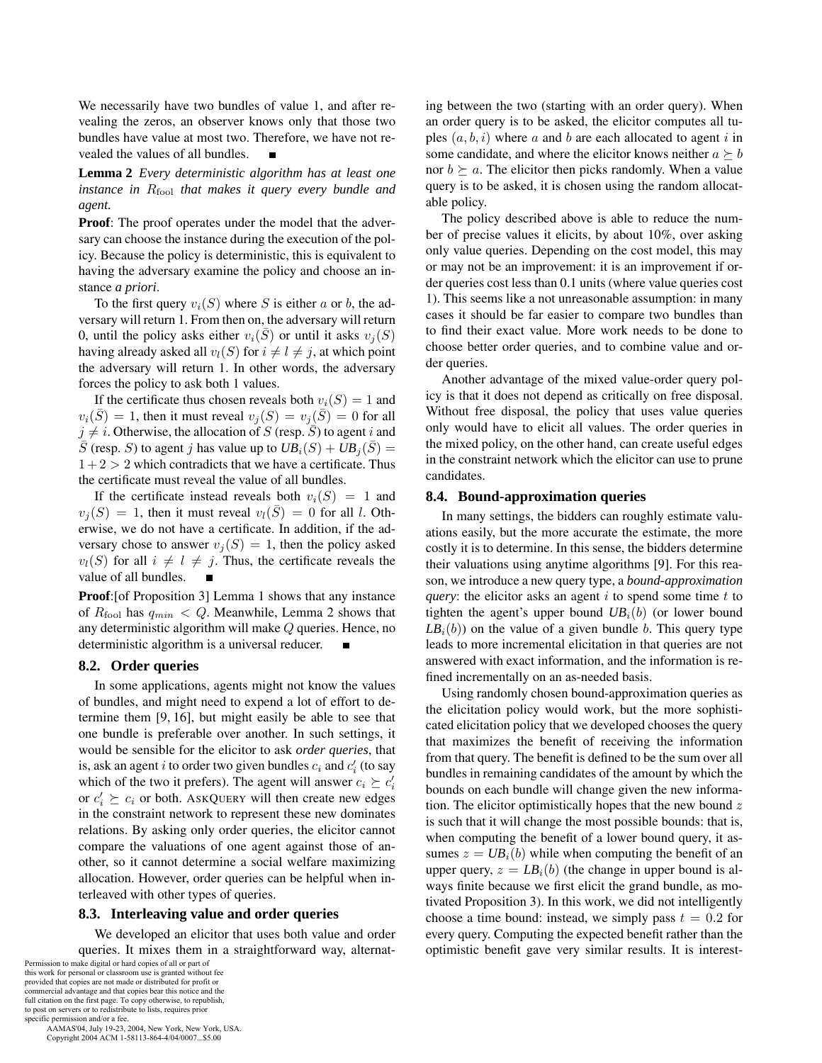We necessarily have two bundles of value 1, and after revealing the zeros, an observer knows only that those two bundles have value at most two. Therefore, we have not revealed the values of all bundles. ■

**Lemma 2** *Every deterministic algorithm has at least one instance in $R_{\text{fool}}$ that makes it query every bundle and agent.*

**Proof**: The proof operates under the model that the adversary can choose the instance during the execution of the policy. Because the policy is deterministic, this is equivalent to having the adversary examine the policy and choose an instance *a priori*.

To the first query $v_i(S)$ where $S$ is either $a$ or $b$, the adversary will return 1. From then on, the adversary will return 0, until the policy asks either $v_i(\bar{S})$ or until it asks $v_j(S)$ having already asked all $v_l(S)$ for $i \neq l \neq j$, at which point the adversary will return 1. In other words, the adversary forces the policy to ask both 1 values.

If the certificate thus chosen reveals both $v_i(S) = 1$ and $v_i(\bar{S}) = 1$, then it must reveal $v_j(S) = v_j(\bar{S}) = 0$ for all $j \neq i$. Otherwise, the allocation of $S$ (resp. $\bar{S}$) to agent $i$ and $\bar{S}$ (resp. $S$) to agent $j$ has value up to $UB_i(S) + UB_j(\bar{S}) = 1 + 2 > 2$ which contradicts that we have a certificate. Thus the certificate must reveal the value of all bundles.

If the certificate instead reveals both $v_i(S) = 1$ and $v_j(S) = 1$, then it must reveal $v_l(\bar{S}) = 0$ for all $l$. Otherwise, we do not have a certificate. In addition, if the adversary chose to answer $v_j(S) = 1$, then the policy asked $v_l(S)$ for all $i \neq l \neq j$. Thus, the certificate reveals the value of all bundles. ■

**Proof**:[of Proposition 3] Lemma 1 shows that any instance of $R_{\text{fool}}$ has $q_{min} < Q$. Meanwhile, Lemma 2 shows that any deterministic algorithm will make $Q$ queries. Hence, no deterministic algorithm is a universal reducer. ■

### 8.2. Order queries

In some applications, agents might not know the values of bundles, and might need to expend a lot of effort to determine them [9, 16], but might easily be able to see that one bundle is preferable over another. In such settings, it would be sensible for the elicitor to ask *order queries*, that is, ask an agent $i$ to order two given bundles $c_i$ and $c'_i$ (to say which of the two it prefers). The agent will answer $c_i \succeq c'_i$ or $c'_i \succeq c_i$ or both. AskQuery will then create new edges in the constraint network to represent these new dominates relations. By asking only order queries, the elicitor cannot compare the valuations of one agent against those of another, so it cannot determine a social welfare maximizing allocation. However, order queries can be helpful when interleaved with other types of queries.

### 8.3. Interleaving value and order queries

We developed an elicitor that uses both value and order queries. It mixes them in a straightforward way, alternating between the two (starting with an order query). When an order query is to be asked, the elicitor computes all tuples $(a, b, i)$ where $a$ and $b$ are each allocated to agent $i$ in some candidate, and where the elicitor knows neither $a \succeq b$ nor $b \succeq a$. The elicitor then picks randomly. When a value query is to be asked, it is chosen using the random allocatable policy.

The policy described above is able to reduce the number of precise values it elicits, by about 10%, over asking only value queries. Depending on the cost model, this may or may not be an improvement: it is an improvement if order queries cost less than 0.1 units (where value queries cost 1). This seems like a not unreasonable assumption: in many cases it should be far easier to compare two bundles than to find their exact value. More work needs to be done to choose better order queries, and to combine value and order queries.

Another advantage of the mixed value-order query policy is that it does not depend as critically on free disposal. Without free disposal, the policy that uses value queries only would have to elicit all values. The order queries in the mixed policy, on the other hand, can create useful edges in the constraint network which the elicitor can use to prune candidates.

### 8.4. Bound-approximation queries

In many settings, the bidders can roughly estimate valuations easily, but the more accurate the estimate, the more costly it is to determine. In this sense, the bidders determine their valuations using anytime algorithms [9]. For this reason, we introduce a new query type, a *bound-approximation query*: the elicitor asks an agent $i$ to spend some time $t$ to tighten the agent's upper bound $UB_i(b)$ (or lower bound $LB_i(b)$) on the value of a given bundle $b$. This query type leads to more incremental elicitation in that queries are not answered with exact information, and the information is refined incrementally on an as-needed basis.

Using randomly chosen bound-approximation queries as the elicitation policy would work, but the more sophisticated elicitation policy that we developed chooses the query that maximizes the benefit of receiving the information from that query. The benefit is defined to be the sum over all bundles in remaining candidates of the amount by which the bounds on each bundle will change given the new information. The elicitor optimistically hopes that the new bound $z$ is such that it will change the most possible bounds: that is, when computing the benefit of a lower bound query, it assumes $z = UB_i(b)$ while when computing the benefit of an upper query, $z = LB_i(b)$ (the change in upper bound is always finite because we first elicit the grand bundle, as motivated Proposition 3). In this work, we did not intelligently choose a time bound: instead, we simply pass $t = 0.2$ for every query. Computing the expected benefit rather than the optimistic benefit gave very similar results. It is interest-

Permission to make digital or hard copies of all or part of this work for personal or classroom use is granted without fee provided that copies are not made or distributed for profit or commercial advantage and that copies bear this notice and the full citation on the first page. To copy otherwise, to republish, to post on servers or to redistribute to lists, requires prior specific permission and/or a fee.
AAMAS'04, July 19-23, 2004, New York, New York, USA.
Copyright 2004 ACM 1-58113-864-4/04/0007...$5.00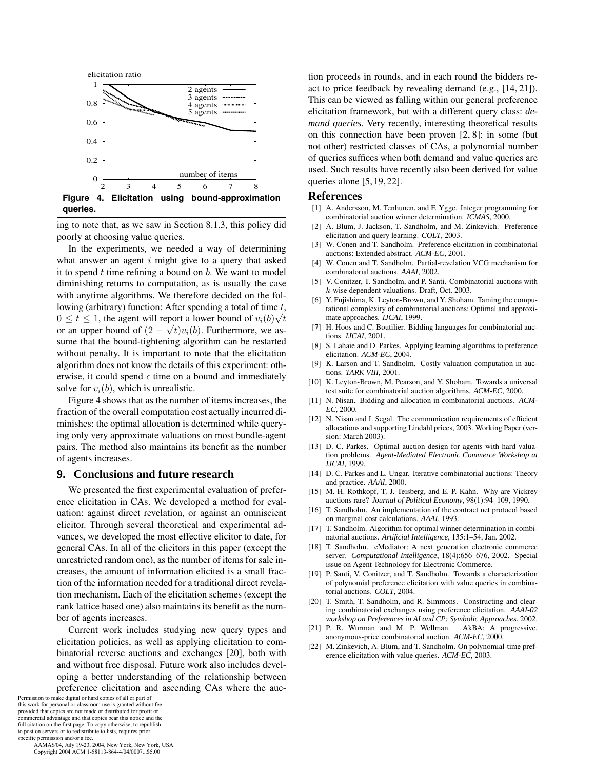elicitation ratio

1

0.8

0.6

0.4

0.2

0

2 3 4 5 6 7 8

number of items

2 agents
3 agents
4 agents
5 agents

**Figure 4. Elicitation using bound-approximation queries.**

ing to note that, as we saw in Section 8.1.3, this policy did poorly at choosing value queries.

In the experiments, we needed a way of determining what answer an agent $i$ might give to a query that asked it to spend $t$ time refining a bound on $b$. We want to model diminishing returns to computation, as is usually the case with anytime algorithms. We therefore decided on the following (arbitrary) function: After spending a total of time $t$, $0 \leq t \leq 1$, the agent will report a lower bound of $v_i(b)\sqrt{t}$ or an upper bound of $(2 - \sqrt{t})v_i(b)$. Furthermore, we assume that the bound-tightening algorithm can be restarted without penalty. It is important to note that the elicitation algorithm does not know the details of this experiment: otherwise, it could spend $\epsilon$ time on a bound and immediately solve for $v_i(b)$, which is unrealistic.

Figure 4 shows that as the number of items increases, the fraction of the overall computation cost actually incurred diminishes: the optimal allocation is determined while querying only very approximate valuations on most bundle-agent pairs. The method also maintains its benefit as the number of agents increases.

## 9. Conclusions and future research

We presented the first experimental evaluation of preference elicitation in CAs. We developed a method for evaluation: against direct revelation, or against an omniscient elicitor. Through several theoretical and experimental advances, we developed the most effective elicitor to date, for general CAs. In all of the elicitors in this paper (except the unrestricted random one), as the number of items for sale increases, the amount of information elicited is a small fraction of the information needed for a traditional direct revelation mechanism. Each of the elicitation schemes (except the rank lattice based one) also maintains its benefit as the number of agents increases.

Current work includes studying new query types and elicitation policies, as well as applying elicitation to combinatorial reverse auctions and exchanges [20], both with and without free disposal. Future work also includes developing a better understanding of the relationship between preference elicitation and ascending CAs where the auction proceeds in rounds, and in each round the bidders react to price feedback by revealing demand (e.g., [14, 21]). This can be viewed as falling within our general preference elicitation framework, but with a different query class: *demand queries*. Very recently, interesting theoretical results on this connection have been proven [2, 8]: in some (but not other) restricted classes of CAs, a polynomial number of queries suffices when both demand and value queries are used. Such results have recently also been derived for value queries alone [5, 19, 22].

Permission to make digital or hard copies of all or part of this work for personal or classroom use is granted without fee provided that copies are not made or distributed for profit or commercial advantage and that copies bear this notice and the full citation on the first page. To copy otherwise, to republish, to post on servers or to redistribute to lists, requires prior specific permission and/or a fee.
AAMAS'04, July 19-23, 2004, New York, New York, USA.
Copyright 2004 ACM 1-58113-864-4/04/0007...$5.00

## References

[1] A. Andersson, M. Tenhunen, and F. Ygge. Integer programming for combinatorial auction winner determination. *ICMAS*, 2000.

[2] A. Blum, J. Jackson, T. Sandholm, and M. Zinkevich. Preference elicitation and query learning. *COLT*, 2003.

[3] W. Conen and T. Sandholm. Preference elicitation in combinatorial auctions: Extended abstract. *ACM-EC*, 2001.

[4] W. Conen and T. Sandholm. Partial-revelation VCG mechanism for combinatorial auctions. *AAAI*, 2002.

[5] V. Conitzer, T. Sandholm, and P. Santi. Combinatorial auctions with $k$-wise dependent valuations. Draft, Oct. 2003.

[6] Y. Fujishima, K. Leyton-Brown, and Y. Shoham. Taming the computational complexity of combinatorial auctions: Optimal and approximate approaches. *IJCAI*, 1999.

[7] H. Hoos and C. Boutilier. Bidding languages for combinatorial auctions. *IJCAI*, 2001.

[8] S. Lahaie and D. Parkes. Applying learning algorithms to preference elicitation. *ACM-EC*, 2004.

[9] K. Larson and T. Sandholm. Costly valuation computation in auctions. *TARK VIII*, 2001.

[10] K. Leyton-Brown, M. Pearson, and Y. Shoham. Towards a universal test suite for combinatorial auction algorithms. *ACM-EC*, 2000.

[11] N. Nisan. Bidding and allocation in combinatorial auctions. *ACM-EC*, 2000.

[12] N. Nisan and I. Segal. The communication requirements of efficient allocations and supporting Lindahl prices, 2003. Working Paper (version: March 2003).

[13] D. C. Parkes. Optimal auction design for agents with hard valuation problems. *Agent-Mediated Electronic Commerce Workshop at IJCAI*, 1999.

[14] D. C. Parkes and L. Ungar. Iterative combinatorial auctions: Theory and practice. *AAAI*, 2000.

[15] M. H. Rothkopf, T. J. Teisberg, and E. P. Kahn. Why are Vickrey auctions rare? *Journal of Political Economy*, 98(1):94–109, 1990.

[16] T. Sandholm. An implementation of the contract net protocol based on marginal cost calculations. *AAAI*, 1993.

[17] T. Sandholm. Algorithm for optimal winner determination in combinatorial auctions. *Artificial Intelligence*, 135:1–54, Jan. 2002.

[18] T. Sandholm. eMediator: A next generation electronic commerce server. *Computational Intelligence*, 18(4):656–676, 2002. Special issue on Agent Technology for Electronic Commerce.

[19] P. Santi, V. Conitzer, and T. Sandholm. Towards a characterization of polynomial preference elicitation with value queries in combinatorial auctions. *COLT*, 2004.

[20] T. Smith, T. Sandholm, and R. Simmons. Constructing and clearing combinatorial exchanges using preference elicitation. *AAAI-02 workshop on Preferences in AI and CP: Symbolic Approaches*, 2002.

[21] P. R. Wurman and M. P. Wellman. AkBA: A progressive, anonymous-price combinatorial auction. *ACM-EC*, 2000.

[22] M. Zinkevich, A. Blum, and T. Sandholm. On polynomial-time preference elicitation with value queries. *ACM-EC*, 2003.